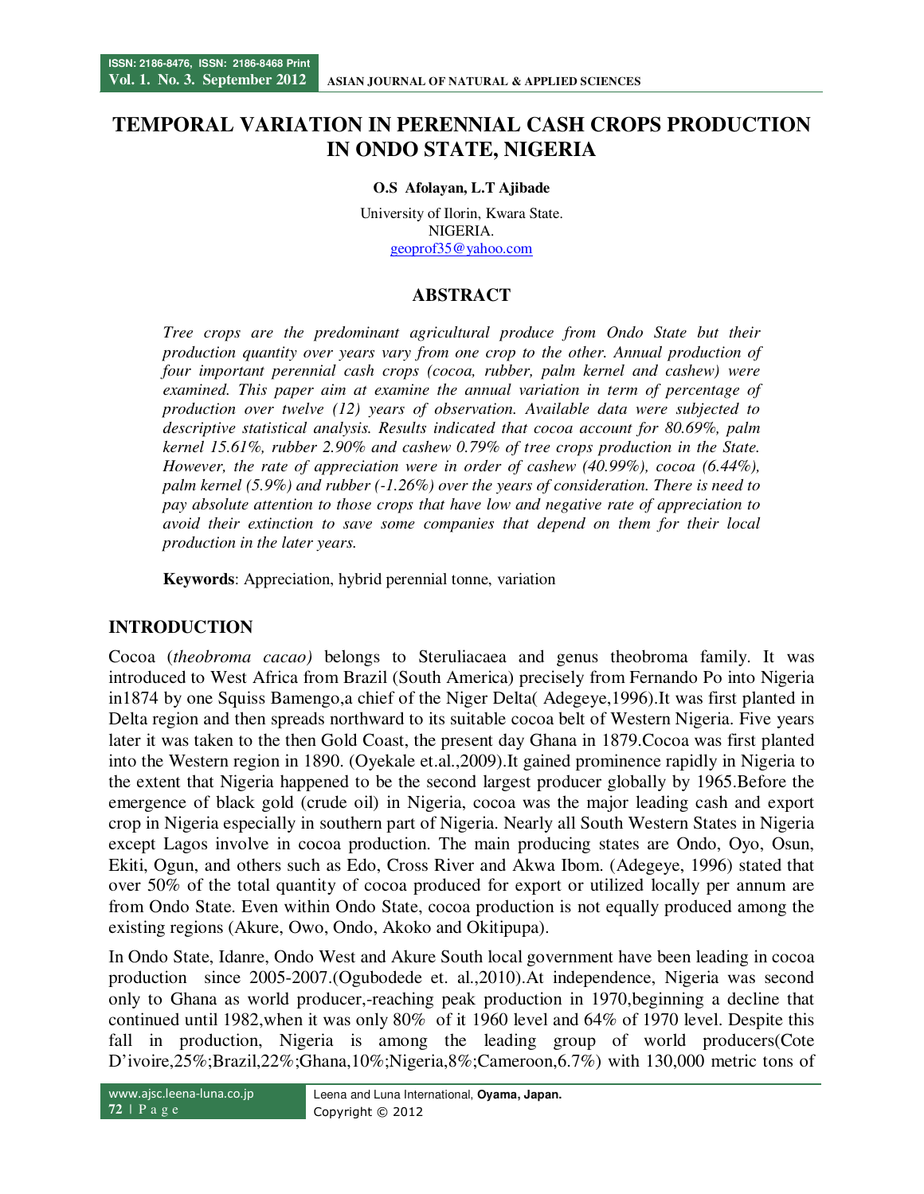# TEMPORAL VARIATION IN PERENNIAL CASH CROPS PRODUCTION IN ONDO STATE, NIGERIA

**O.S Afolayan, L.T Ajibade**

University of Ilorin, Kwara State.
NIGERIA.
geoprof35@yahoo.com

## ABSTRACT

*Tree crops are the predominant agricultural produce from Ondo State but their production quantity over years vary from one crop to the other. Annual production of four important perennial cash crops (cocoa, rubber, palm kernel and cashew) were examined. This paper aim at examine the annual variation in term of percentage of production over twelve (12) years of observation. Available data were subjected to descriptive statistical analysis. Results indicated that cocoa account for 80.69%, palm kernel 15.61%, rubber 2.90% and cashew 0.79% of tree crops production in the State. However, the rate of appreciation were in order of cashew (40.99%), cocoa (6.44%), palm kernel (5.9%) and rubber (-1.26%) over the years of consideration. There is need to pay absolute attention to those crops that have low and negative rate of appreciation to avoid their extinction to save some companies that depend on them for their local production in the later years.*

**Keywords**: Appreciation, hybrid perennial tonne, variation

## INTRODUCTION

Cocoa (*theobroma cacao)* belongs to Steruliacaea and genus theobroma family. It was introduced to West Africa from Brazil (South America) precisely from Fernando Po into Nigeria in1874 by one Squiss Bamengo,a chief of the Niger Delta( Adegeye,1996).It was first planted in Delta region and then spreads northward to its suitable cocoa belt of Western Nigeria. Five years later it was taken to the then Gold Coast, the present day Ghana in 1879.Cocoa was first planted into the Western region in 1890. (Oyekale et.al.,2009).It gained prominence rapidly in Nigeria to the extent that Nigeria happened to be the second largest producer globally by 1965.Before the emergence of black gold (crude oil) in Nigeria, cocoa was the major leading cash and export crop in Nigeria especially in southern part of Nigeria. Nearly all South Western States in Nigeria except Lagos involve in cocoa production. The main producing states are Ondo, Oyo, Osun, Ekiti, Ogun, and others such as Edo, Cross River and Akwa Ibom. (Adegeye, 1996) stated that over 50% of the total quantity of cocoa produced for export or utilized locally per annum are from Ondo State. Even within Ondo State, cocoa production is not equally produced among the existing regions (Akure, Owo, Ondo, Akoko and Okitipupa).

In Ondo State, Idanre, Ondo West and Akure South local government have been leading in cocoa production since 2005-2007.(Ogubodede et. al.,2010).At independence, Nigeria was second only to Ghana as world producer,-reaching peak production in 1970,beginning a decline that continued until 1982,when it was only 80% of it 1960 level and 64% of 1970 level. Despite this fall in production, Nigeria is among the leading group of world producers(Cote D'ivoire,25%;Brazil,22%;Ghana,10%;Nigeria,8%;Cameroon,6.7%) with 130,000 metric tons of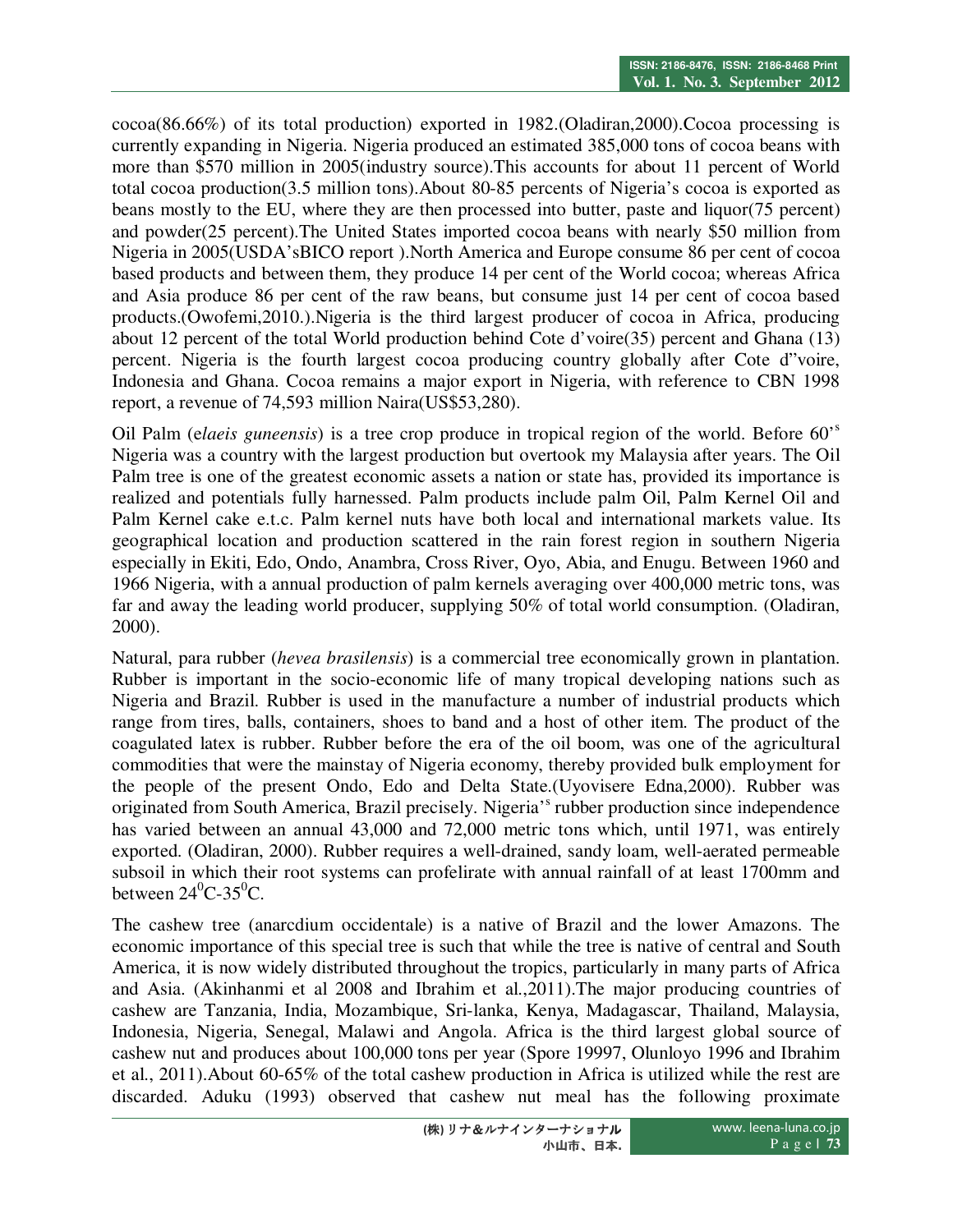cocoa(86.66%) of its total production) exported in 1982.(Oladiran,2000).Cocoa processing is currently expanding in Nigeria. Nigeria produced an estimated 385,000 tons of cocoa beans with more than $570 million in 2005(industry source).This accounts for about 11 percent of World total cocoa production(3.5 million tons).About 80-85 percents of Nigeria's cocoa is exported as beans mostly to the EU, where they are then processed into butter, paste and liquor(75 percent) and powder(25 percent).The United States imported cocoa beans with nearly $50 million from Nigeria in 2005(USDA'sBICO report ).North America and Europe consume 86 per cent of cocoa based products and between them, they produce 14 per cent of the World cocoa; whereas Africa and Asia produce 86 per cent of the raw beans, but consume just 14 per cent of cocoa based products.(Owofemi,2010.).Nigeria is the third largest producer of cocoa in Africa, producing about 12 percent of the total World production behind Cote d'voire(35) percent and Ghana (13) percent. Nigeria is the fourth largest cocoa producing country globally after Cote d"voire, Indonesia and Ghana. Cocoa remains a major export in Nigeria, with reference to CBN 1998 report, a revenue of 74,593 million Naira(US$53,280).

Oil Palm (e*laeis guneensis*) is a tree crop produce in tropical region of the world. Before 60'$^{s}$ Nigeria was a country with the largest production but overtook my Malaysia after years. The Oil Palm tree is one of the greatest economic assets a nation or state has, provided its importance is realized and potentials fully harnessed. Palm products include palm Oil, Palm Kernel Oil and Palm Kernel cake e.t.c. Palm kernel nuts have both local and international markets value. Its geographical location and production scattered in the rain forest region in southern Nigeria especially in Ekiti, Edo, Ondo, Anambra, Cross River, Oyo, Abia, and Enugu. Between 1960 and 1966 Nigeria, with a annual production of palm kernels averaging over 400,000 metric tons, was far and away the leading world producer, supplying 50% of total world consumption. (Oladiran, 2000).

Natural, para rubber (*hevea brasilensis*) is a commercial tree economically grown in plantation. Rubber is important in the socio-economic life of many tropical developing nations such as Nigeria and Brazil. Rubber is used in the manufacture a number of industrial products which range from tires, balls, containers, shoes to band and a host of other item. The product of the coagulated latex is rubber. Rubber before the era of the oil boom, was one of the agricultural commodities that were the mainstay of Nigeria economy, thereby provided bulk employment for the people of the present Ondo, Edo and Delta State.(Uyovisere Edna,2000). Rubber was originated from South America, Brazil precisely. Nigeria'$^{s}$ rubber production since independence has varied between an annual 43,000 and 72,000 metric tons which, until 1971, was entirely exported. (Oladiran, 2000). Rubber requires a well-drained, sandy loam, well-aerated permeable subsoil in which their root systems can profelirate with annual rainfall of at least 1700mm and between $24^{0}$C-$35^{0}$C.

The cashew tree (anarcdium occidentale) is a native of Brazil and the lower Amazons. The economic importance of this special tree is such that while the tree is native of central and South America, it is now widely distributed throughout the tropics, particularly in many parts of Africa and Asia. (Akinhanmi et al 2008 and Ibrahim et al.,2011).The major producing countries of cashew are Tanzania, India, Mozambique, Sri-lanka, Kenya, Madagascar, Thailand, Malaysia, Indonesia, Nigeria, Senegal, Malawi and Angola. Africa is the third largest global source of cashew nut and produces about 100,000 tons per year (Spore 19997, Olunloyo 1996 and Ibrahim et al., 2011).About 60-65% of the total cashew production in Africa is utilized while the rest are discarded. Aduku (1993) observed that cashew nut meal has the following proximate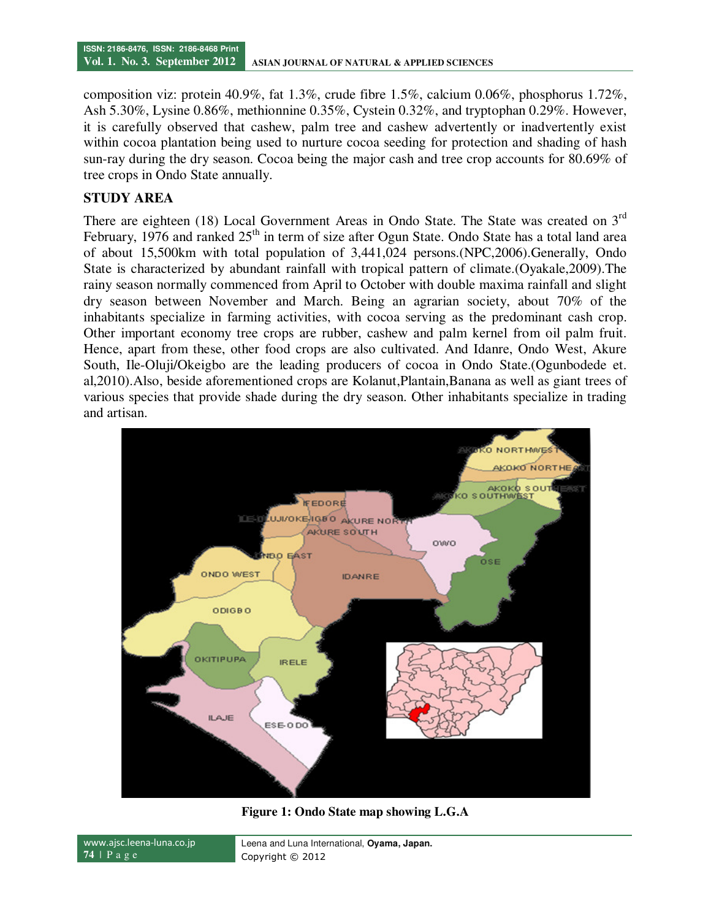composition viz: protein 40.9%, fat 1.3%, crude fibre 1.5%, calcium 0.06%, phosphorus 1.72%, Ash 5.30%, Lysine 0.86%, methionnine 0.35%, Cystein 0.32%, and tryptophan 0.29%. However, it is carefully observed that cashew, palm tree and cashew advertently or inadvertently exist within cocoa plantation being used to nurture cocoa seeding for protection and shading of hash sun-ray during the dry season. Cocoa being the major cash and tree crop accounts for 80.69% of tree crops in Ondo State annually.

## STUDY AREA

There are eighteen (18) Local Government Areas in Ondo State. The State was created on 3rd February, 1976 and ranked 25th in term of size after Ogun State. Ondo State has a total land area of about 15,500km with total population of 3,441,024 persons.(NPC,2006).Generally, Ondo State is characterized by abundant rainfall with tropical pattern of climate.(Oyakale,2009).The rainy season normally commenced from April to October with double maxima rainfall and slight dry season between November and March. Being an agrarian society, about 70% of the inhabitants specialize in farming activities, with cocoa serving as the predominant cash crop. Other important economy tree crops are rubber, cashew and palm kernel from oil palm fruit. Hence, apart from these, other food crops are also cultivated. And Idanre, Ondo West, Akure South, Ile-Oluji/Okeigbo are the leading producers of cocoa in Ondo State.(Ogunbodede et. al,2010).Also, beside aforementioned crops are Kolanut,Plantain,Banana as well as giant trees of various species that provide shade during the dry season. Other inhabitants specialize in trading and artisan.

**Figure 1: Ondo State map showing L.G.A**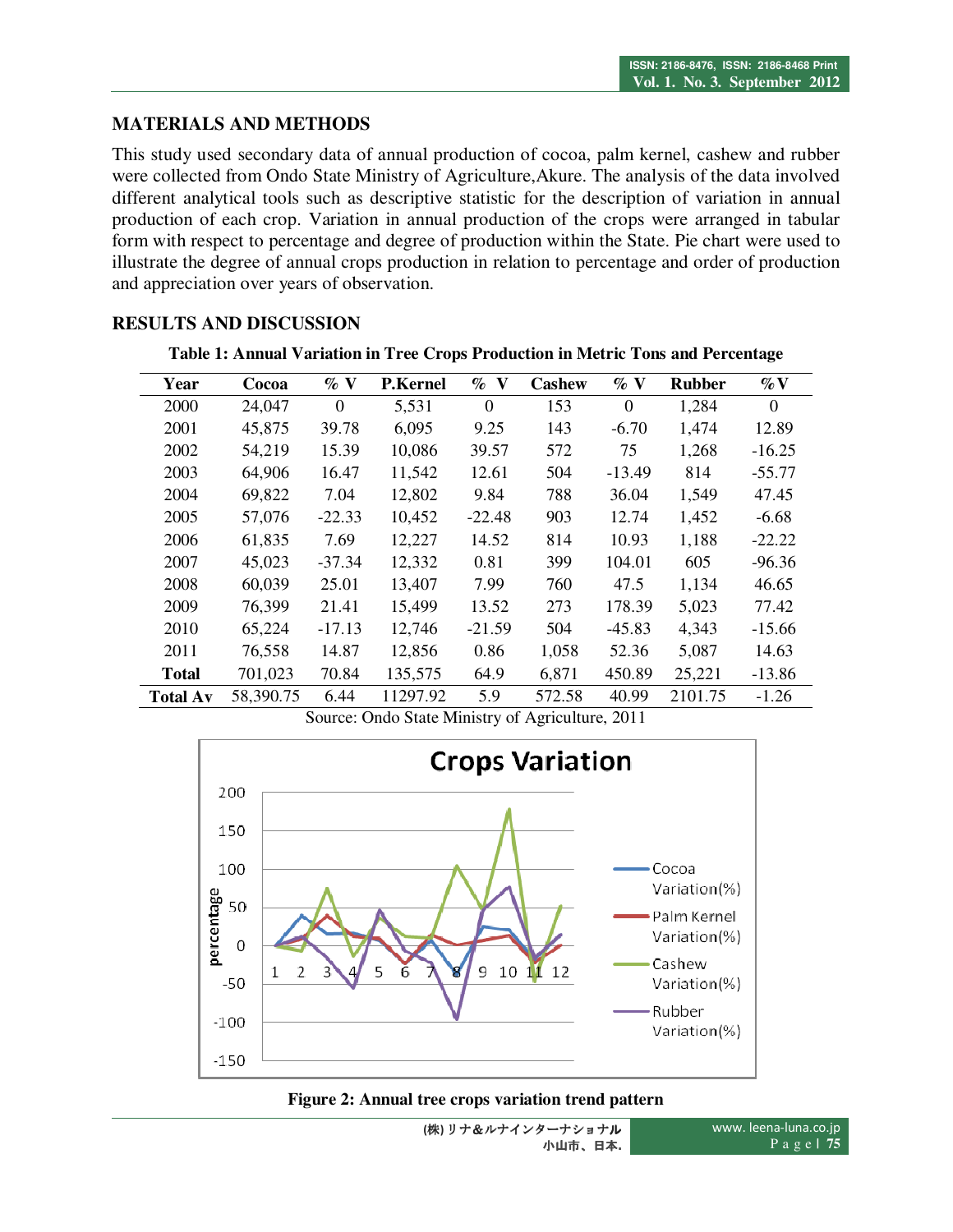## MATERIALS AND METHODS

This study used secondary data of annual production of cocoa, palm kernel, cashew and rubber were collected from Ondo State Ministry of Agriculture,Akure. The analysis of the data involved different analytical tools such as descriptive statistic for the description of variation in annual production of each crop. Variation in annual production of the crops were arranged in tabular form with respect to percentage and degree of production within the State. Pie chart were used to illustrate the degree of annual crops production in relation to percentage and order of production and appreciation over years of observation.

## RESULTS AND DISCUSSION

**Table 1: Annual Variation in Tree Crops Production in Metric Tons and Percentage**

| Year | Cocoa | % V | P.Kernel | % V | Cashew | % V | Rubber | %V |
|---|---|---|---|---|---|---|---|---|
| 2000 | 24,047 | 0 | 5,531 | 0 | 153 | 0 | 1,284 | 0 |
| 2001 | 45,875 | 39.78 | 6,095 | 9.25 | 143 | -6.70 | 1,474 | 12.89 |
| 2002 | 54,219 | 15.39 | 10,086 | 39.57 | 572 | 75 | 1,268 | -16.25 |
| 2003 | 64,906 | 16.47 | 11,542 | 12.61 | 504 | -13.49 | 814 | -55.77 |
| 2004 | 69,822 | 7.04 | 12,802 | 9.84 | 788 | 36.04 | 1,549 | 47.45 |
| 2005 | 57,076 | -22.33 | 10,452 | -22.48 | 903 | 12.74 | 1,452 | -6.68 |
| 2006 | 61,835 | 7.69 | 12,227 | 14.52 | 814 | 10.93 | 1,188 | -22.22 |
| 2007 | 45,023 | -37.34 | 12,332 | 0.81 | 399 | 104.01 | 605 | -96.36 |
| 2008 | 60,039 | 25.01 | 13,407 | 7.99 | 760 | 47.5 | 1,134 | 46.65 |
| 2009 | 76,399 | 21.41 | 15,499 | 13.52 | 273 | 178.39 | 5,023 | 77.42 |
| 2010 | 65,224 | -17.13 | 12,746 | -21.59 | 504 | -45.83 | 4,343 | -15.66 |
| 2011 | 76,558 | 14.87 | 12,856 | 0.86 | 1,058 | 52.36 | 5,087 | 14.63 |
| **Total** | 701,023 | 70.84 | 135,575 | 64.9 | 6,871 | 450.89 | 25,221 | -13.86 |
| **Total Av** | 58,390.75 | 6.44 | 11297.92 | 5.9 | 572.58 | 40.99 | 2101.75 | -1.26 |

Source: Ondo State Ministry of Agriculture, 2011

**Figure 2: Annual tree crops variation trend pattern**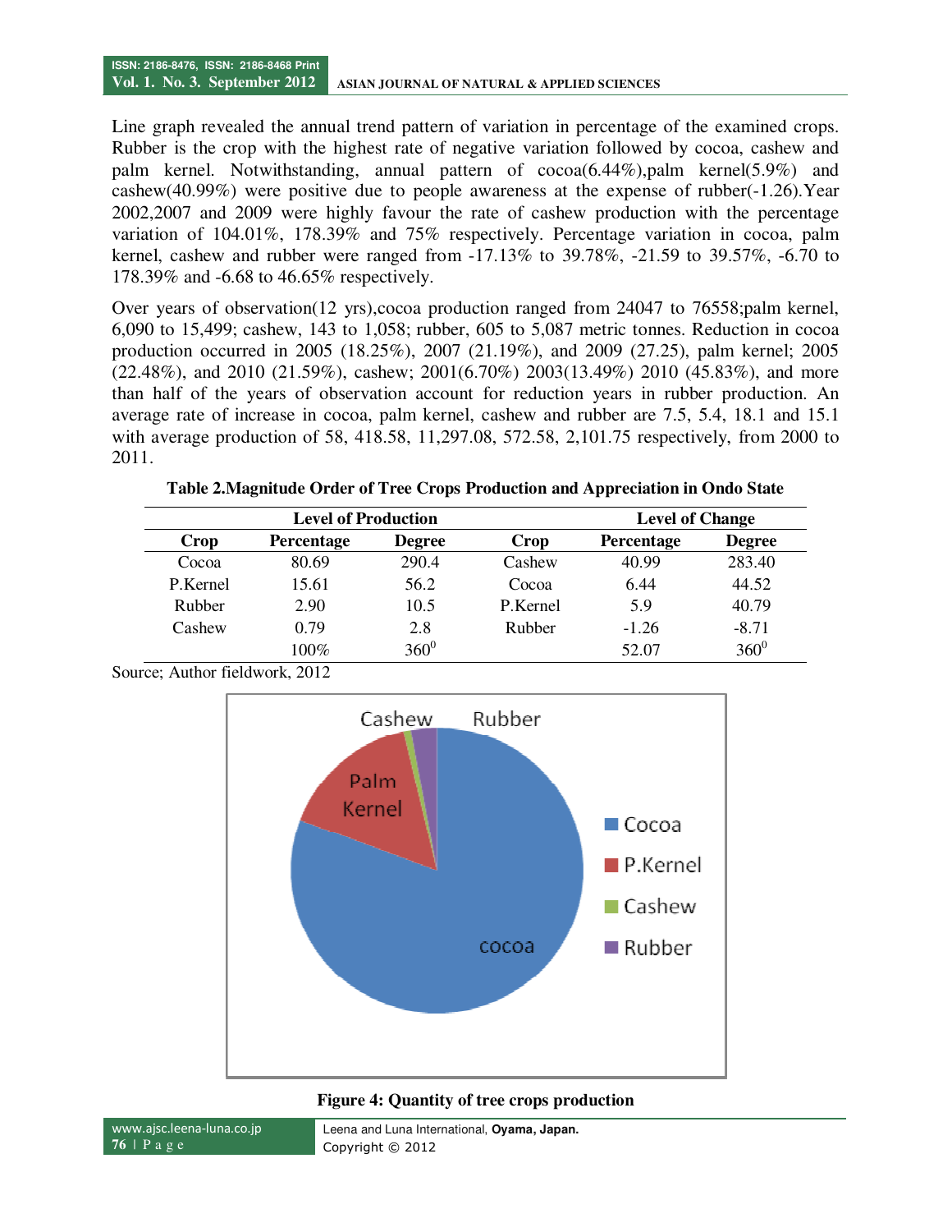Line graph revealed the annual trend pattern of variation in percentage of the examined crops. Rubber is the crop with the highest rate of negative variation followed by cocoa, cashew and palm kernel. Notwithstanding, annual pattern of cocoa(6.44%),palm kernel(5.9%) and cashew(40.99%) were positive due to people awareness at the expense of rubber(-1.26).Year 2002,2007 and 2009 were highly favour the rate of cashew production with the percentage variation of 104.01%, 178.39% and 75% respectively. Percentage variation in cocoa, palm kernel, cashew and rubber were ranged from -17.13% to 39.78%, -21.59 to 39.57%, -6.70 to 178.39% and -6.68 to 46.65% respectively.

Over years of observation(12 yrs),cocoa production ranged from 24047 to 76558;palm kernel, 6,090 to 15,499; cashew, 143 to 1,058; rubber, 605 to 5,087 metric tonnes. Reduction in cocoa production occurred in 2005 (18.25%), 2007 (21.19%), and 2009 (27.25), palm kernel; 2005 (22.48%), and 2010 (21.59%), cashew; 2001(6.70%) 2003(13.49%) 2010 (45.83%), and more than half of the years of observation account for reduction years in rubber production. An average rate of increase in cocoa, palm kernel, cashew and rubber are 7.5, 5.4, 18.1 and 15.1 with average production of 58, 418.58, 11,297.08, 572.58, 2,101.75 respectively, from 2000 to 2011.

**Table 2.Magnitude Order of Tree Crops Production and Appreciation in Ondo State**

| Level of Production | | | Level of Change | | |
|---|---|---|---|---|---|
| **Crop** | **Percentage** | **Degree** | **Crop** | **Percentage** | **Degree** |
| Cocoa | 80.69 | 290.4 | Cashew | 40.99 | 283.40 |
| P.Kernel | 15.61 | 56.2 | Cocoa | 6.44 | 44.52 |
| Rubber | 2.90 | 10.5 | P.Kernel | 5.9 | 40.79 |
| Cashew | 0.79 | 2.8 | Rubber | -1.26 | -8.71 |
| | 100% | $360^0$ | | 52.07 | $360^0$ |

Source; Author fieldwork, 2012

**Figure 4: Quantity of tree crops production**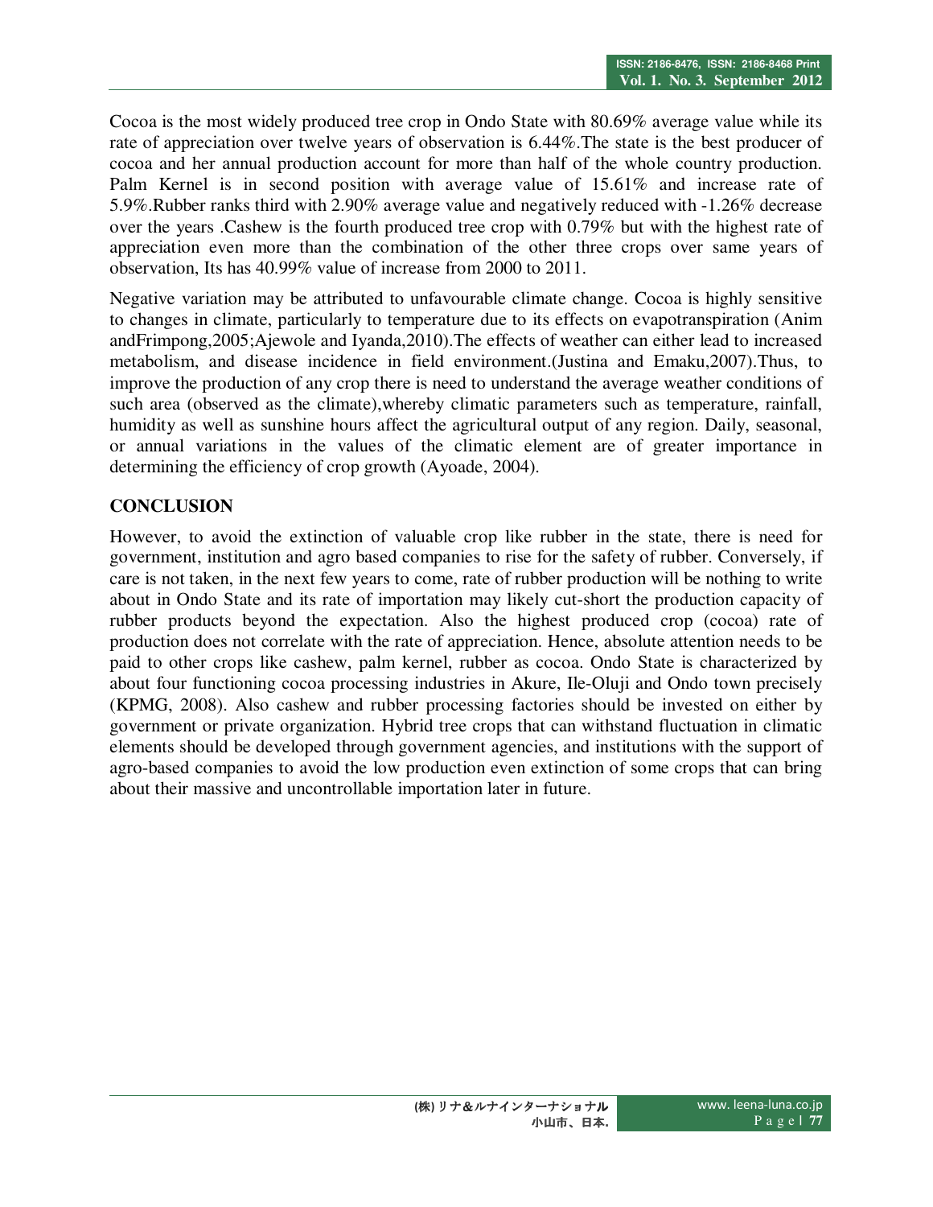Cocoa is the most widely produced tree crop in Ondo State with 80.69% average value while its rate of appreciation over twelve years of observation is 6.44%.The state is the best producer of cocoa and her annual production account for more than half of the whole country production. Palm Kernel is in second position with average value of 15.61% and increase rate of 5.9%.Rubber ranks third with 2.90% average value and negatively reduced with -1.26% decrease over the years .Cashew is the fourth produced tree crop with 0.79% but with the highest rate of appreciation even more than the combination of the other three crops over same years of observation, Its has 40.99% value of increase from 2000 to 2011.

Negative variation may be attributed to unfavourable climate change. Cocoa is highly sensitive to changes in climate, particularly to temperature due to its effects on evapotranspiration (Anim andFrimpong,2005;Ajewole and Iyanda,2010).The effects of weather can either lead to increased metabolism, and disease incidence in field environment.(Justina and Emaku,2007).Thus, to improve the production of any crop there is need to understand the average weather conditions of such area (observed as the climate),whereby climatic parameters such as temperature, rainfall, humidity as well as sunshine hours affect the agricultural output of any region. Daily, seasonal, or annual variations in the values of the climatic element are of greater importance in determining the efficiency of crop growth (Ayoade, 2004).

## CONCLUSION

However, to avoid the extinction of valuable crop like rubber in the state, there is need for government, institution and agro based companies to rise for the safety of rubber. Conversely, if care is not taken, in the next few years to come, rate of rubber production will be nothing to write about in Ondo State and its rate of importation may likely cut-short the production capacity of rubber products beyond the expectation. Also the highest produced crop (cocoa) rate of production does not correlate with the rate of appreciation. Hence, absolute attention needs to be paid to other crops like cashew, palm kernel, rubber as cocoa. Ondo State is characterized by about four functioning cocoa processing industries in Akure, Ile-Oluji and Ondo town precisely (KPMG, 2008). Also cashew and rubber processing factories should be invested on either by government or private organization. Hybrid tree crops that can withstand fluctuation in climatic elements should be developed through government agencies, and institutions with the support of agro-based companies to avoid the low production even extinction of some crops that can bring about their massive and uncontrollable importation later in future.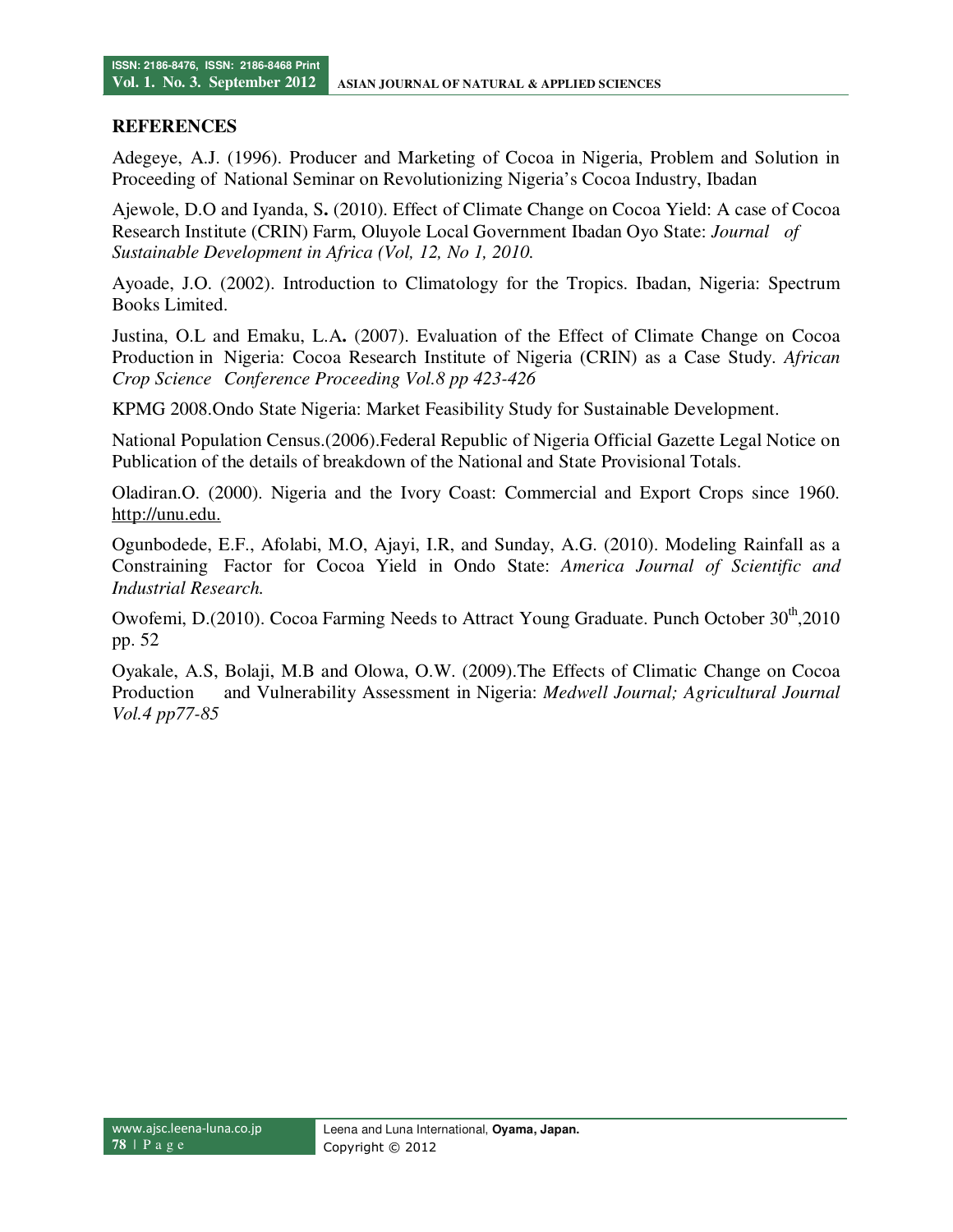## REFERENCES

Adegeye, A.J. (1996). Producer and Marketing of Cocoa in Nigeria, Problem and Solution in Proceeding of National Seminar on Revolutionizing Nigeria's Cocoa Industry, Ibadan

Ajewole, D.O and Iyanda, S**.** (2010). Effect of Climate Change on Cocoa Yield: A case of Cocoa Research Institute (CRIN) Farm, Oluyole Local Government Ibadan Oyo State: *Journal of Sustainable Development in Africa (Vol, 12, No 1, 2010.*

Ayoade, J.O. (2002). Introduction to Climatology for the Tropics. Ibadan, Nigeria: Spectrum Books Limited.

Justina, O.L and Emaku, L.A**.** (2007). Evaluation of the Effect of Climate Change on Cocoa Production in Nigeria: Cocoa Research Institute of Nigeria (CRIN) as a Case Study. *African Crop Science Conference Proceeding Vol.8 pp 423-426*

KPMG 2008.Ondo State Nigeria: Market Feasibility Study for Sustainable Development.

National Population Census.(2006).Federal Republic of Nigeria Official Gazette Legal Notice on Publication of the details of breakdown of the National and State Provisional Totals.

Oladiran.O. (2000). Nigeria and the Ivory Coast: Commercial and Export Crops since 1960. http://unu.edu.

Ogunbodede, E.F., Afolabi, M.O, Ajayi, I.R, and Sunday, A.G. (2010). Modeling Rainfall as a Constraining Factor for Cocoa Yield in Ondo State: *America Journal of Scientific and Industrial Research.*

Owofemi, D.(2010). Cocoa Farming Needs to Attract Young Graduate. Punch October 30th,2010 pp. 52

Oyakale, A.S, Bolaji, M.B and Olowa, O.W. (2009).The Effects of Climatic Change on Cocoa Production and Vulnerability Assessment in Nigeria: *Medwell Journal; Agricultural Journal Vol.4 pp77-85*